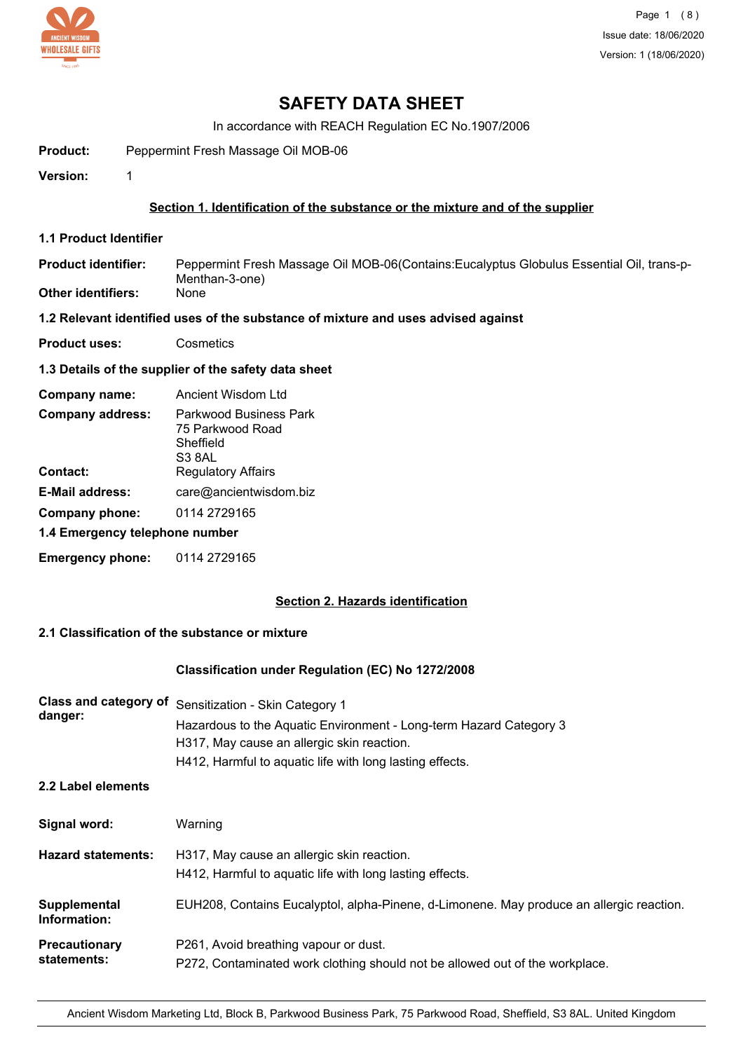# SAFETY DATA SHEET

In accordance with REACH Regulation EC No.1907/2006

**Product:** Peppermint Fresh Massage Oil MOB-06

**Version:** 1

## Section 1. Identification of the substance or the mixture and of the supplier

### 1.1 Product Identifier

**Product identifier:** Peppermint Fresh Massage Oil MOB-06(Contains:Eucalyptus Globulus Essential Oil, trans-p-Menthan-3-one)

**Other identifiers:** None

### 1.2 Relevant identified uses of the substance of mixture and uses advised against

**Product uses:** Cosmetics

### 1.3 Details of the supplier of the safety data sheet

**Company name:** Ancient Wisdom Ltd

**Company address:** Parkwood Business Park
75 Parkwood Road
Sheffield
S3 8AL

**Contact:** Regulatory Affairs

**E-Mail address:** care@ancientwisdom.biz

**Company phone:** 0114 2729165

### 1.4 Emergency telephone number

**Emergency phone:** 0114 2729165

## Section 2. Hazards identification

### 2.1 Classification of the substance or mixture

**Classification under Regulation (EC) No 1272/2008**

**Class and category of danger:** Sensitization - Skin Category 1
Hazardous to the Aquatic Environment - Long-term Hazard Category 3
H317, May cause an allergic skin reaction.
H412, Harmful to aquatic life with long lasting effects.

### 2.2 Label elements

**Signal word:** Warning

**Hazard statements:** H317, May cause an allergic skin reaction.
H412, Harmful to aquatic life with long lasting effects.

**Supplemental Information:** EUH208, Contains Eucalyptol, alpha-Pinene, d-Limonene. May produce an allergic reaction.

**Precautionary statements:** P261, Avoid breathing vapour or dust.
P272, Contaminated work clothing should not be allowed out of the workplace.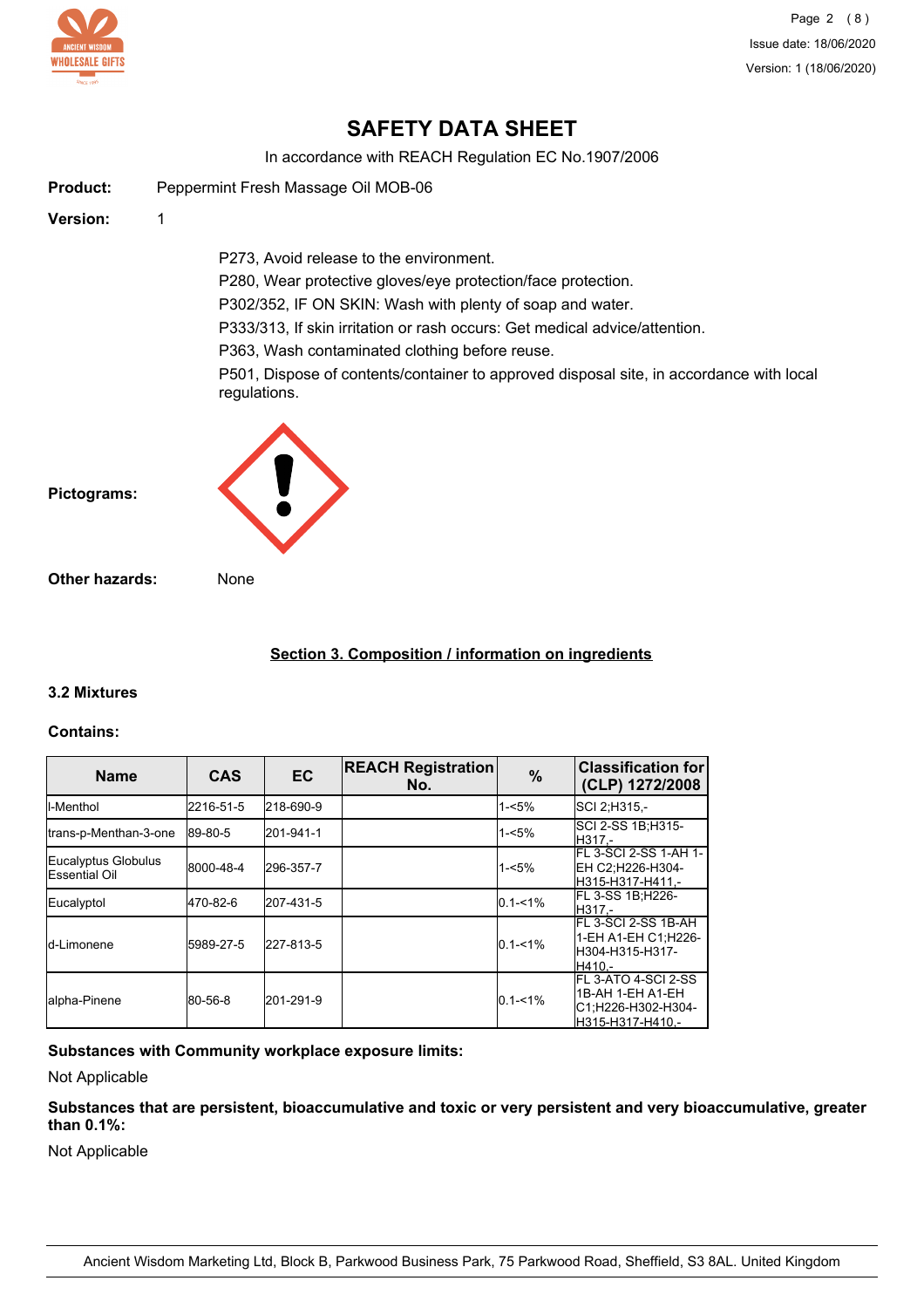# SAFETY DATA SHEET

In accordance with REACH Regulation EC No.1907/2006

**Product:** Peppermint Fresh Massage Oil MOB-06

**Version:** 1

P273, Avoid release to the environment.
P280, Wear protective gloves/eye protection/face protection.
P302/352, IF ON SKIN: Wash with plenty of soap and water.
P333/313, If skin irritation or rash occurs: Get medical advice/attention.
P363, Wash contaminated clothing before reuse.
P501, Dispose of contents/container to approved disposal site, in accordance with local regulations.

**Pictograms:**

**Other hazards:** None

## Section 3. Composition / information on ingredients

### 3.2 Mixtures

**Contains:**

| Name | CAS | EC | REACH Registration No. | % | Classification for (CLP) 1272/2008 |
|---|---|---|---|---|---|
| l-Menthol | 2216-51-5 | 218-690-9 | | 1-<5% | SCI 2;H315,- |
| trans-p-Menthan-3-one | 89-80-5 | 201-941-1 | | 1-<5% | SCI 2-SS 1B;H315-H317,- |
| Eucalyptus Globulus Essential Oil | 8000-48-4 | 296-357-7 | | 1-<5% | FL 3-SCI 2-SS 1-AH 1-EH C2;H226-H304-H315-H317-H411,- |
| Eucalyptol | 470-82-6 | 207-431-5 | | 0.1-<1% | FL 3-SS 1B;H226-H317,- |
| d-Limonene | 5989-27-5 | 227-813-5 | | 0.1-<1% | FL 3-SCI 2-SS 1B-AH 1-EH A1-EH C1;H226-H304-H315-H317-H410,- |
| alpha-Pinene | 80-56-8 | 201-291-9 | | 0.1-<1% | FL 3-ATO 4-SCI 2-SS 1B-AH 1-EH A1-EH C1;H226-H302-H304-H315-H317-H410,- |

**Substances with Community workplace exposure limits:**

Not Applicable

**Substances that are persistent, bioaccumulative and toxic or very persistent and very bioaccumulative, greater than 0.1%:**

Not Applicable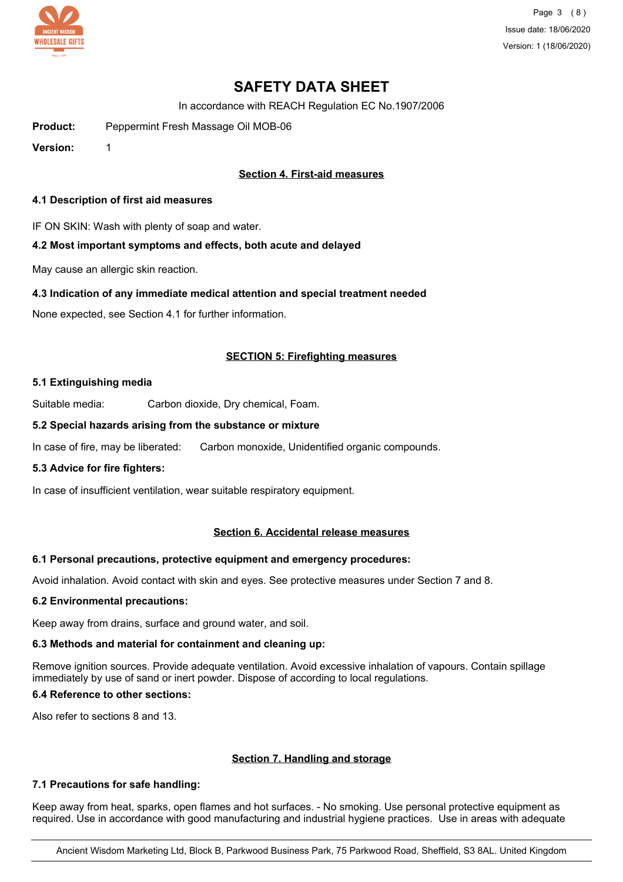# SAFETY DATA SHEET

In accordance with REACH Regulation EC No.1907/2006

**Product:** Peppermint Fresh Massage Oil MOB-06

**Version:** 1

## Section 4. First-aid measures

### 4.1 Description of first aid measures

IF ON SKIN: Wash with plenty of soap and water.

### 4.2 Most important symptoms and effects, both acute and delayed

May cause an allergic skin reaction.

### 4.3 Indication of any immediate medical attention and special treatment needed

None expected, see Section 4.1 for further information.

## SECTION 5: Firefighting measures

### 5.1 Extinguishing media

Suitable media: Carbon dioxide, Dry chemical, Foam.

### 5.2 Special hazards arising from the substance or mixture

In case of fire, may be liberated: Carbon monoxide, Unidentified organic compounds.

### 5.3 Advice for fire fighters:

In case of insufficient ventilation, wear suitable respiratory equipment.

## Section 6. Accidental release measures

### 6.1 Personal precautions, protective equipment and emergency procedures:

Avoid inhalation. Avoid contact with skin and eyes. See protective measures under Section 7 and 8.

### 6.2 Environmental precautions:

Keep away from drains, surface and ground water, and soil.

### 6.3 Methods and material for containment and cleaning up:

Remove ignition sources. Provide adequate ventilation. Avoid excessive inhalation of vapours. Contain spillage immediately by use of sand or inert powder. Dispose of according to local regulations.

### 6.4 Reference to other sections:

Also refer to sections 8 and 13.

## Section 7. Handling and storage

### 7.1 Precautions for safe handling:

Keep away from heat, sparks, open flames and hot surfaces. - No smoking. Use personal protective equipment as required. Use in accordance with good manufacturing and industrial hygiene practices. Use in areas with adequate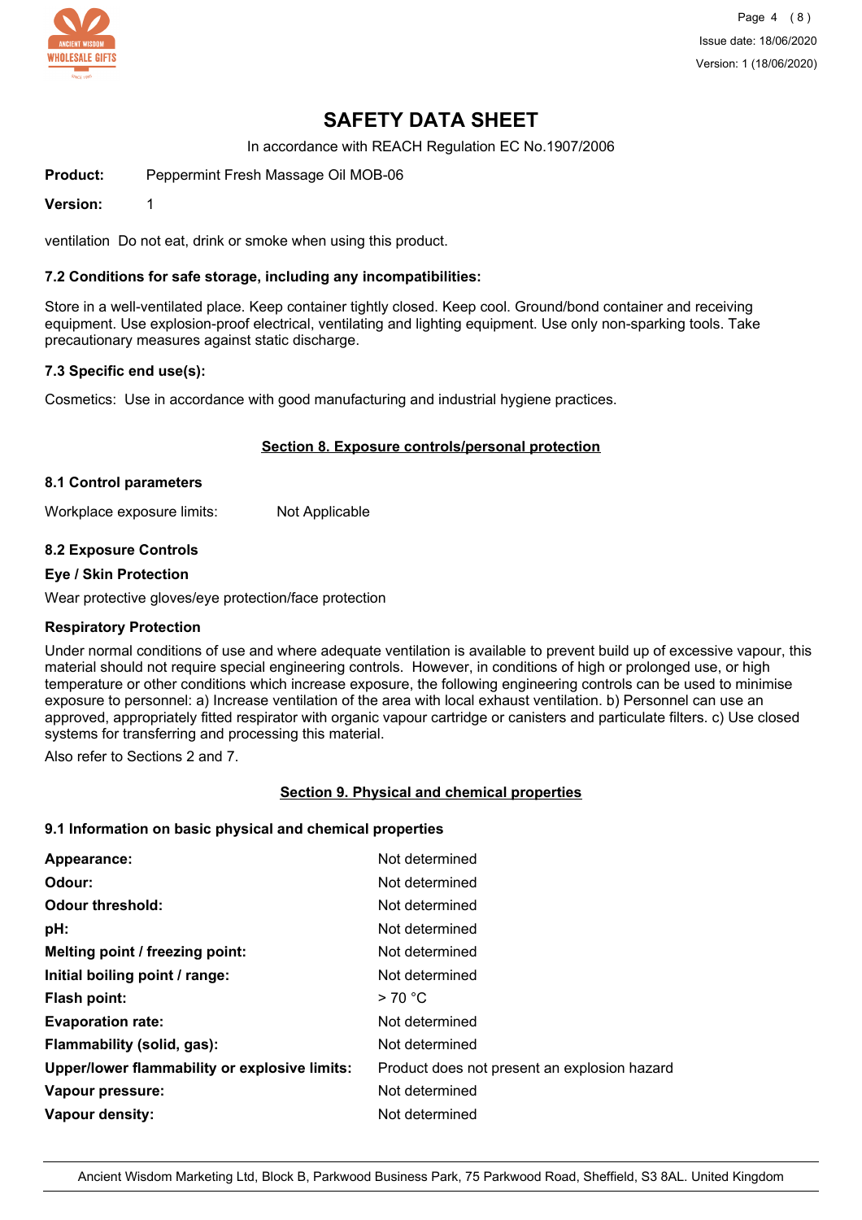# SAFETY DATA SHEET

In accordance with REACH Regulation EC No.1907/2006

**Product:** Peppermint Fresh Massage Oil MOB-06

**Version:** 1

ventilation Do not eat, drink or smoke when using this product.

### 7.2 Conditions for safe storage, including any incompatibilities:

Store in a well-ventilated place. Keep container tightly closed. Keep cool. Ground/bond container and receiving equipment. Use explosion-proof electrical, ventilating and lighting equipment. Use only non-sparking tools. Take precautionary measures against static discharge.

### 7.3 Specific end use(s):

Cosmetics: Use in accordance with good manufacturing and industrial hygiene practices.

## Section 8. Exposure controls/personal protection

### 8.1 Control parameters

Workplace exposure limits: Not Applicable

### 8.2 Exposure Controls

**Eye / Skin Protection**

Wear protective gloves/eye protection/face protection

**Respiratory Protection**

Under normal conditions of use and where adequate ventilation is available to prevent build up of excessive vapour, this material should not require special engineering controls. However, in conditions of high or prolonged use, or high temperature or other conditions which increase exposure, the following engineering controls can be used to minimise exposure to personnel: a) Increase ventilation of the area with local exhaust ventilation. b) Personnel can use an approved, appropriately fitted respirator with organic vapour cartridge or canisters and particulate filters. c) Use closed systems for transferring and processing this material.

Also refer to Sections 2 and 7.

## Section 9. Physical and chemical properties

### 9.1 Information on basic physical and chemical properties

| Property | Value |
|---|---|
| **Appearance:** | Not determined |
| **Odour:** | Not determined |
| **Odour threshold:** | Not determined |
| **pH:** | Not determined |
| **Melting point / freezing point:** | Not determined |
| **Initial boiling point / range:** | Not determined |
| **Flash point:** | > 70 °C |
| **Evaporation rate:** | Not determined |
| **Flammability (solid, gas):** | Not determined |
| **Upper/lower flammability or explosive limits:** | Product does not present an explosion hazard |
| **Vapour pressure:** | Not determined |
| **Vapour density:** | Not determined |

Ancient Wisdom Marketing Ltd, Block B, Parkwood Business Park, 75 Parkwood Road, Sheffield, S3 8AL. United Kingdom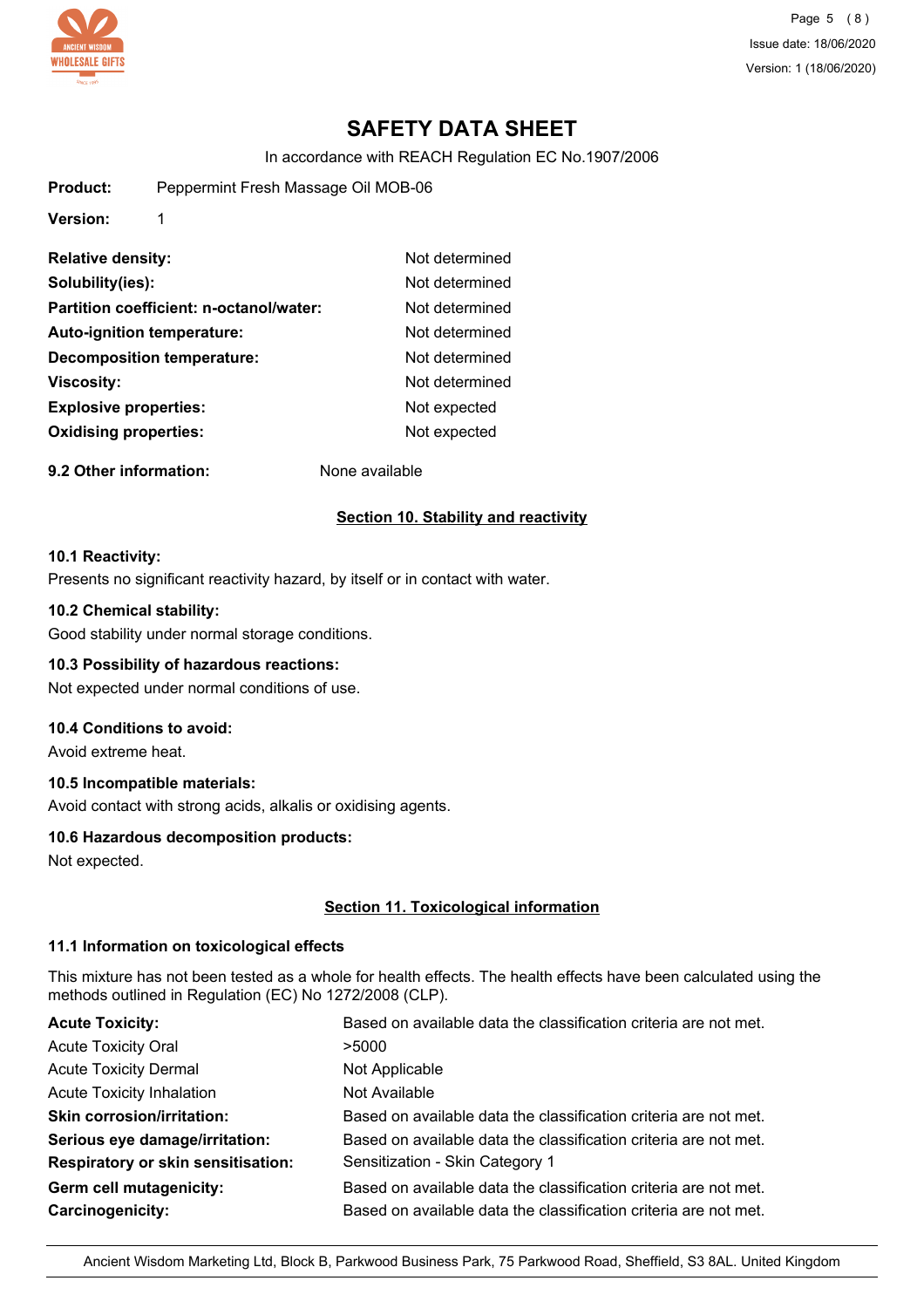**Product:** Peppermint Fresh Massage Oil MOB-06

**Version:** 1

| | |
|---|---|
| **Relative density:** | Not determined |
| **Solubility(ies):** | Not determined |
| **Partition coefficient: n-octanol/water:** | Not determined |
| **Auto-ignition temperature:** | Not determined |
| **Decomposition temperature:** | Not determined |
| **Viscosity:** | Not determined |
| **Explosive properties:** | Not expected |
| **Oxidising properties:** | Not expected |

**9.2 Other information:** None available

## Section 10. Stability and reactivity

**10.1 Reactivity:**
Presents no significant reactivity hazard, by itself or in contact with water.

**10.2 Chemical stability:**
Good stability under normal storage conditions.

**10.3 Possibility of hazardous reactions:**
Not expected under normal conditions of use.

**10.4 Conditions to avoid:**
Avoid extreme heat.

**10.5 Incompatible materials:**
Avoid contact with strong acids, alkalis or oxidising agents.

**10.6 Hazardous decomposition products:**
Not expected.

## Section 11. Toxicological information

**11.1 Information on toxicological effects**

This mixture has not been tested as a whole for health effects. The health effects have been calculated using the methods outlined in Regulation (EC) No 1272/2008 (CLP).

| | |
|---|---|
| **Acute Toxicity:** | Based on available data the classification criteria are not met. |
| Acute Toxicity Oral | >5000 |
| Acute Toxicity Dermal | Not Applicable |
| Acute Toxicity Inhalation | Not Available |
| **Skin corrosion/irritation:** | Based on available data the classification criteria are not met. |
| **Serious eye damage/irritation:** | Based on available data the classification criteria are not met. |
| **Respiratory or skin sensitisation:** | Sensitization - Skin Category 1 |
| **Germ cell mutagenicity:** | Based on available data the classification criteria are not met. |
| **Carcinogenicity:** | Based on available data the classification criteria are not met. |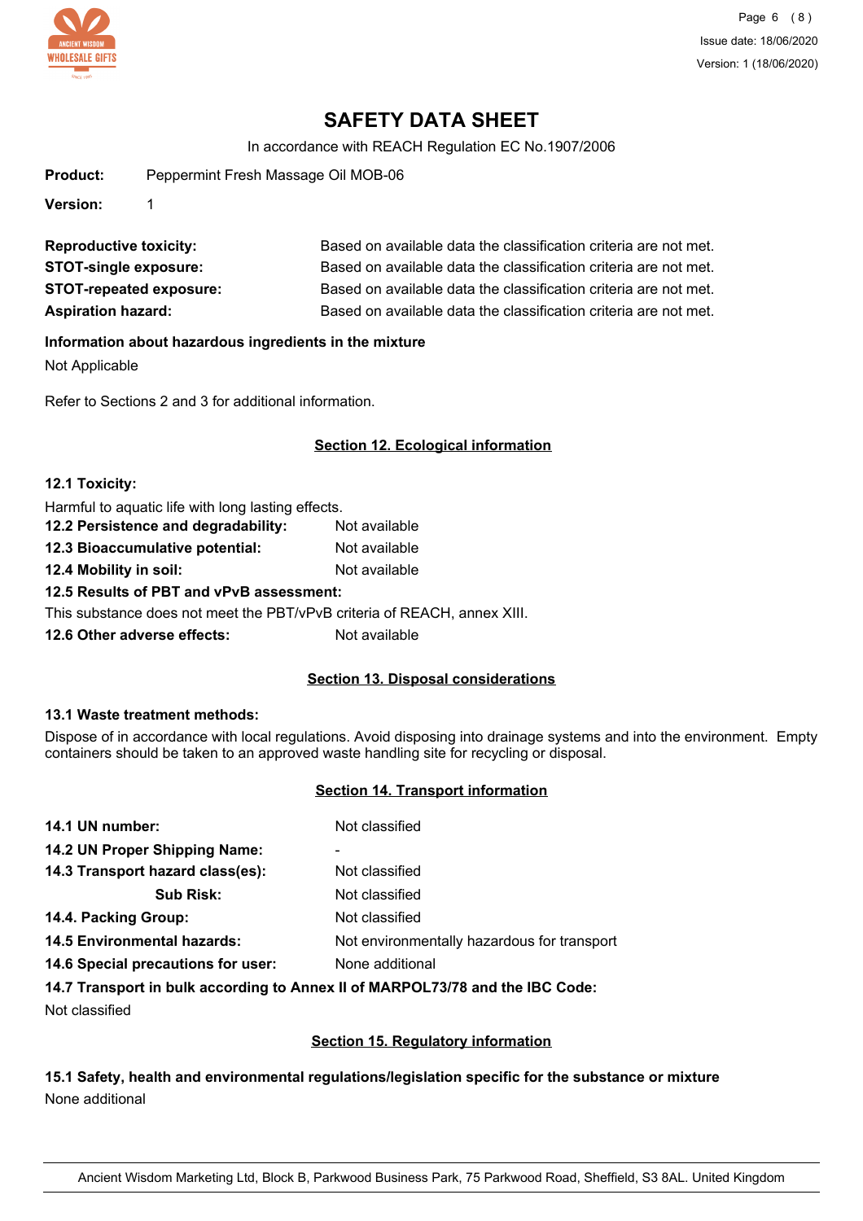# SAFETY DATA SHEET

In accordance with REACH Regulation EC No.1907/2006

**Product:** Peppermint Fresh Massage Oil MOB-06

**Version:** 1

**Reproductive toxicity:** Based on available data the classification criteria are not met.

**STOT-single exposure:** Based on available data the classification criteria are not met.

**STOT-repeated exposure:** Based on available data the classification criteria are not met.

**Aspiration hazard:** Based on available data the classification criteria are not met.

**Information about hazardous ingredients in the mixture**

Not Applicable

Refer to Sections 2 and 3 for additional information.

## Section 12. Ecological information

**12.1 Toxicity:**

Harmful to aquatic life with long lasting effects.

**12.2 Persistence and degradability:** Not available

**12.3 Bioaccumulative potential:** Not available

**12.4 Mobility in soil:** Not available

**12.5 Results of PBT and vPvB assessment:**

This substance does not meet the PBT/vPvB criteria of REACH, annex XIII.

**12.6 Other adverse effects:** Not available

## Section 13. Disposal considerations

**13.1 Waste treatment methods:**

Dispose of in accordance with local regulations. Avoid disposing into drainage systems and into the environment. Empty containers should be taken to an approved waste handling site for recycling or disposal.

## Section 14. Transport information

**14.1 UN number:** Not classified

**14.2 UN Proper Shipping Name:** -

**14.3 Transport hazard class(es):** Not classified

**Sub Risk:** Not classified

**14.4. Packing Group:** Not classified

**14.5 Environmental hazards:** Not environmentally hazardous for transport

**14.6 Special precautions for user:** None additional

**14.7 Transport in bulk according to Annex II of MARPOL73/78 and the IBC Code:**

Not classified

## Section 15. Regulatory information

**15.1 Safety, health and environmental regulations/legislation specific for the substance or mixture**

None additional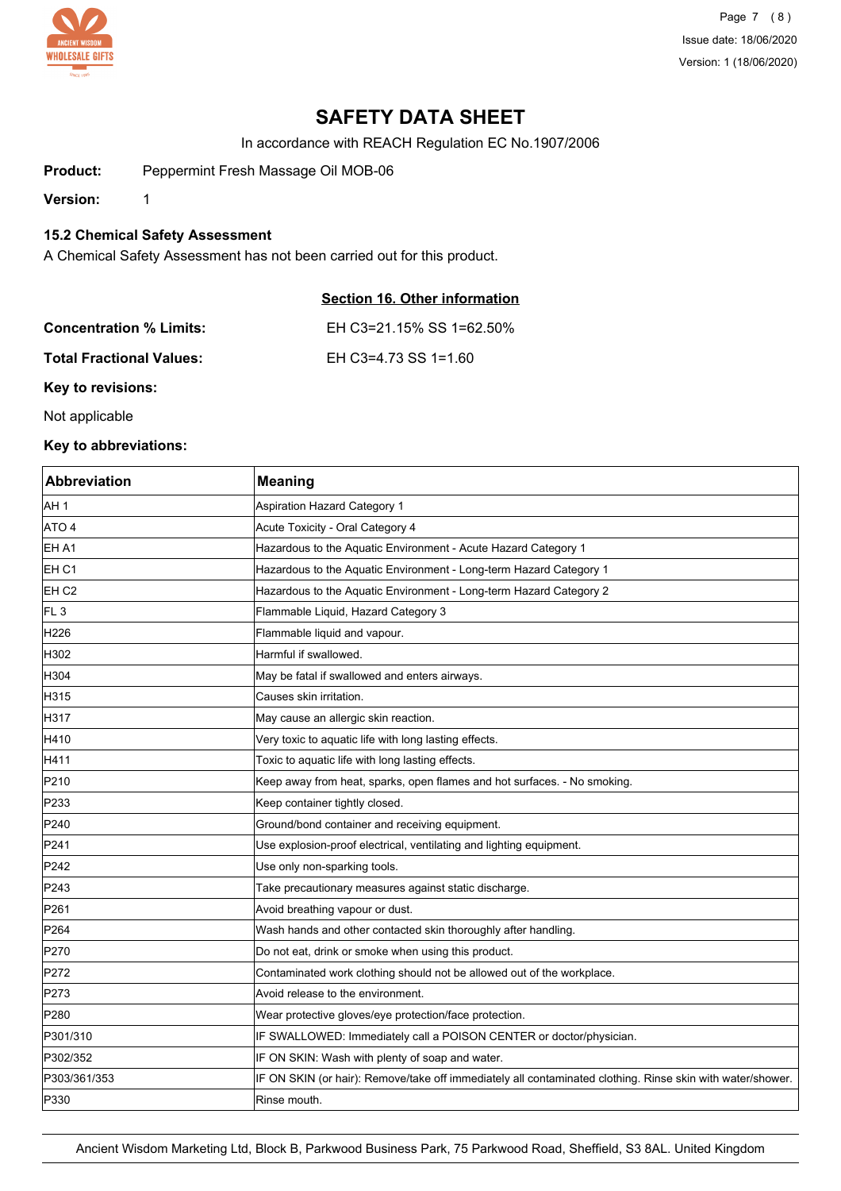# SAFETY DATA SHEET

In accordance with REACH Regulation EC No.1907/2006

**Product:** Peppermint Fresh Massage Oil MOB-06

**Version:** 1

### 15.2 Chemical Safety Assessment

A Chemical Safety Assessment has not been carried out for this product.

## Section 16. Other information

**Concentration % Limits:** EH C3=21.15% SS 1=62.50%

**Total Fractional Values:** EH C3=4.73 SS 1=1.60

**Key to revisions:**

Not applicable

**Key to abbreviations:**

| Abbreviation | Meaning |
|---|---|
| AH 1 | Aspiration Hazard Category 1 |
| ATO 4 | Acute Toxicity - Oral Category 4 |
| EH A1 | Hazardous to the Aquatic Environment - Acute Hazard Category 1 |
| EH C1 | Hazardous to the Aquatic Environment - Long-term Hazard Category 1 |
| EH C2 | Hazardous to the Aquatic Environment - Long-term Hazard Category 2 |
| FL 3 | Flammable Liquid, Hazard Category 3 |
| H226 | Flammable liquid and vapour. |
| H302 | Harmful if swallowed. |
| H304 | May be fatal if swallowed and enters airways. |
| H315 | Causes skin irritation. |
| H317 | May cause an allergic skin reaction. |
| H410 | Very toxic to aquatic life with long lasting effects. |
| H411 | Toxic to aquatic life with long lasting effects. |
| P210 | Keep away from heat, sparks, open flames and hot surfaces. - No smoking. |
| P233 | Keep container tightly closed. |
| P240 | Ground/bond container and receiving equipment. |
| P241 | Use explosion-proof electrical, ventilating and lighting equipment. |
| P242 | Use only non-sparking tools. |
| P243 | Take precautionary measures against static discharge. |
| P261 | Avoid breathing vapour or dust. |
| P264 | Wash hands and other contacted skin thoroughly after handling. |
| P270 | Do not eat, drink or smoke when using this product. |
| P272 | Contaminated work clothing should not be allowed out of the workplace. |
| P273 | Avoid release to the environment. |
| P280 | Wear protective gloves/eye protection/face protection. |
| P301/310 | IF SWALLOWED: Immediately call a POISON CENTER or doctor/physician. |
| P302/352 | IF ON SKIN: Wash with plenty of soap and water. |
| P303/361/353 | IF ON SKIN (or hair): Remove/take off immediately all contaminated clothing. Rinse skin with water/shower. |
| P330 | Rinse mouth. |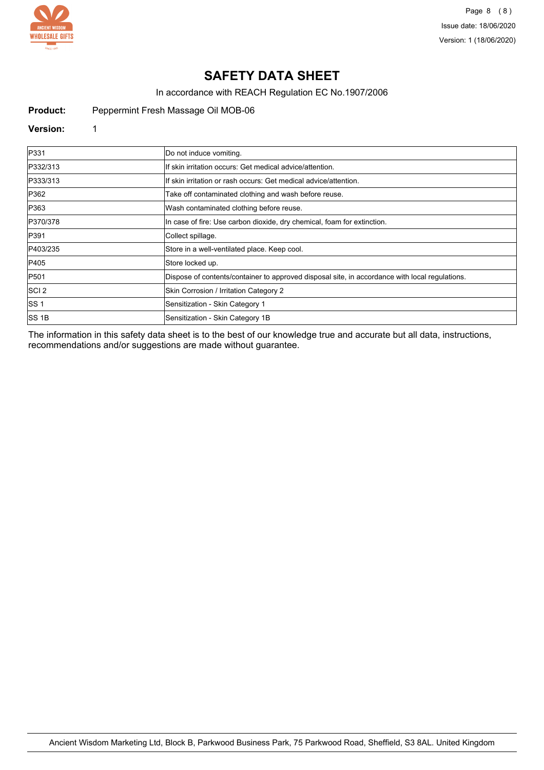# SAFETY DATA SHEET

In accordance with REACH Regulation EC No.1907/2006

**Product:** Peppermint Fresh Massage Oil MOB-06

**Version:** 1

| | |
|---|---|
| P331 | Do not induce vomiting. |
| P332/313 | If skin irritation occurs: Get medical advice/attention. |
| P333/313 | If skin irritation or rash occurs: Get medical advice/attention. |
| P362 | Take off contaminated clothing and wash before reuse. |
| P363 | Wash contaminated clothing before reuse. |
| P370/378 | In case of fire: Use carbon dioxide, dry chemical, foam for extinction. |
| P391 | Collect spillage. |
| P403/235 | Store in a well-ventilated place. Keep cool. |
| P405 | Store locked up. |
| P501 | Dispose of contents/container to approved disposal site, in accordance with local regulations. |
| SCI 2 | Skin Corrosion / Irritation Category 2 |
| SS 1 | Sensitization - Skin Category 1 |
| SS 1B | Sensitization - Skin Category 1B |

The information in this safety data sheet is to the best of our knowledge true and accurate but all data, instructions, recommendations and/or suggestions are made without guarantee.

Ancient Wisdom Marketing Ltd, Block B, Parkwood Business Park, 75 Parkwood Road, Sheffield, S3 8AL. United Kingdom